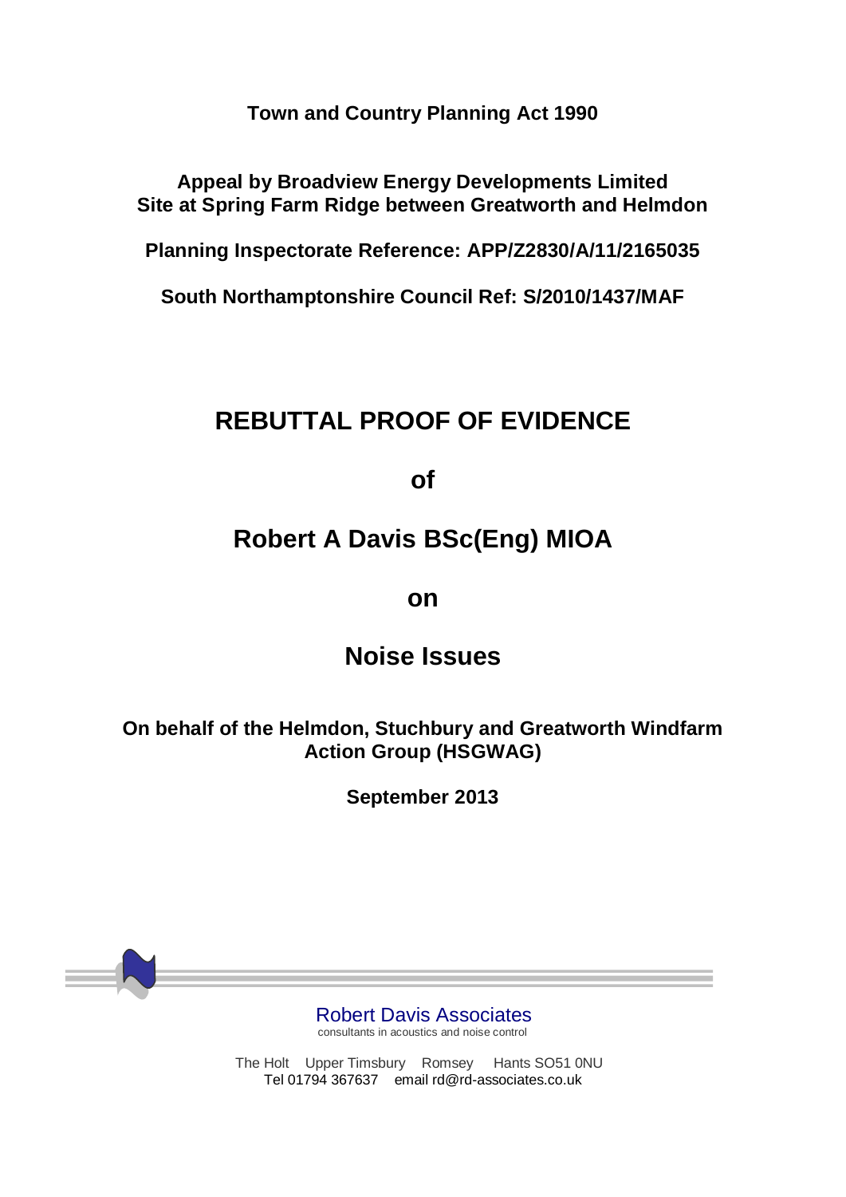**Town and Country Planning Act 1990**

**Appeal by Broadview Energy Developments Limited**
**Site at Spring Farm Ridge between Greatworth and Helmdon**

**Planning Inspectorate Reference: APP/Z2830/A/11/2165035**

**South Northamptonshire Council Ref: S/2010/1437/MAF**

# REBUTTAL PROOF OF EVIDENCE

## of

## Robert A Davis BSc(Eng) MIOA

## on

## Noise Issues

**On behalf of the Helmdon, Stuchbury and Greatworth Windfarm Action Group (HSGWAG)**

**September 2013**

Robert Davis Associates
consultants in acoustics and noise control

The Holt Upper Timsbury Romsey Hants SO51 0NU
Tel 01794 367637 email rd@rd-associates.co.uk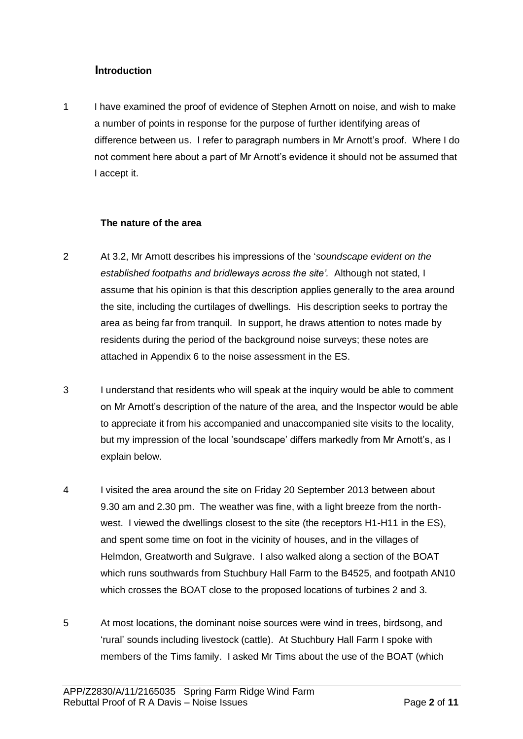## Introduction

1 I have examined the proof of evidence of Stephen Arnott on noise, and wish to make a number of points in response for the purpose of further identifying areas of difference between us. I refer to paragraph numbers in Mr Arnott's proof. Where I do not comment here about a part of Mr Arnott's evidence it should not be assumed that I accept it.

### The nature of the area

2 At 3.2, Mr Arnott describes his impressions of the '*soundscape evident on the established footpaths and bridleways across the site'.* Although not stated, I assume that his opinion is that this description applies generally to the area around the site, including the curtilages of dwellings. His description seeks to portray the area as being far from tranquil. In support, he draws attention to notes made by residents during the period of the background noise surveys; these notes are attached in Appendix 6 to the noise assessment in the ES.

3 I understand that residents who will speak at the inquiry would be able to comment on Mr Arnott's description of the nature of the area, and the Inspector would be able to appreciate it from his accompanied and unaccompanied site visits to the locality, but my impression of the local 'soundscape' differs markedly from Mr Arnott's, as I explain below.

4 I visited the area around the site on Friday 20 September 2013 between about 9.30 am and 2.30 pm. The weather was fine, with a light breeze from the north-west. I viewed the dwellings closest to the site (the receptors H1-H11 in the ES), and spent some time on foot in the vicinity of houses, and in the villages of Helmdon, Greatworth and Sulgrave. I also walked along a section of the BOAT which runs southwards from Stuchbury Hall Farm to the B4525, and footpath AN10 which crosses the BOAT close to the proposed locations of turbines 2 and 3.

5 At most locations, the dominant noise sources were wind in trees, birdsong, and 'rural' sounds including livestock (cattle). At Stuchbury Hall Farm I spoke with members of the Tims family. I asked Mr Tims about the use of the BOAT (which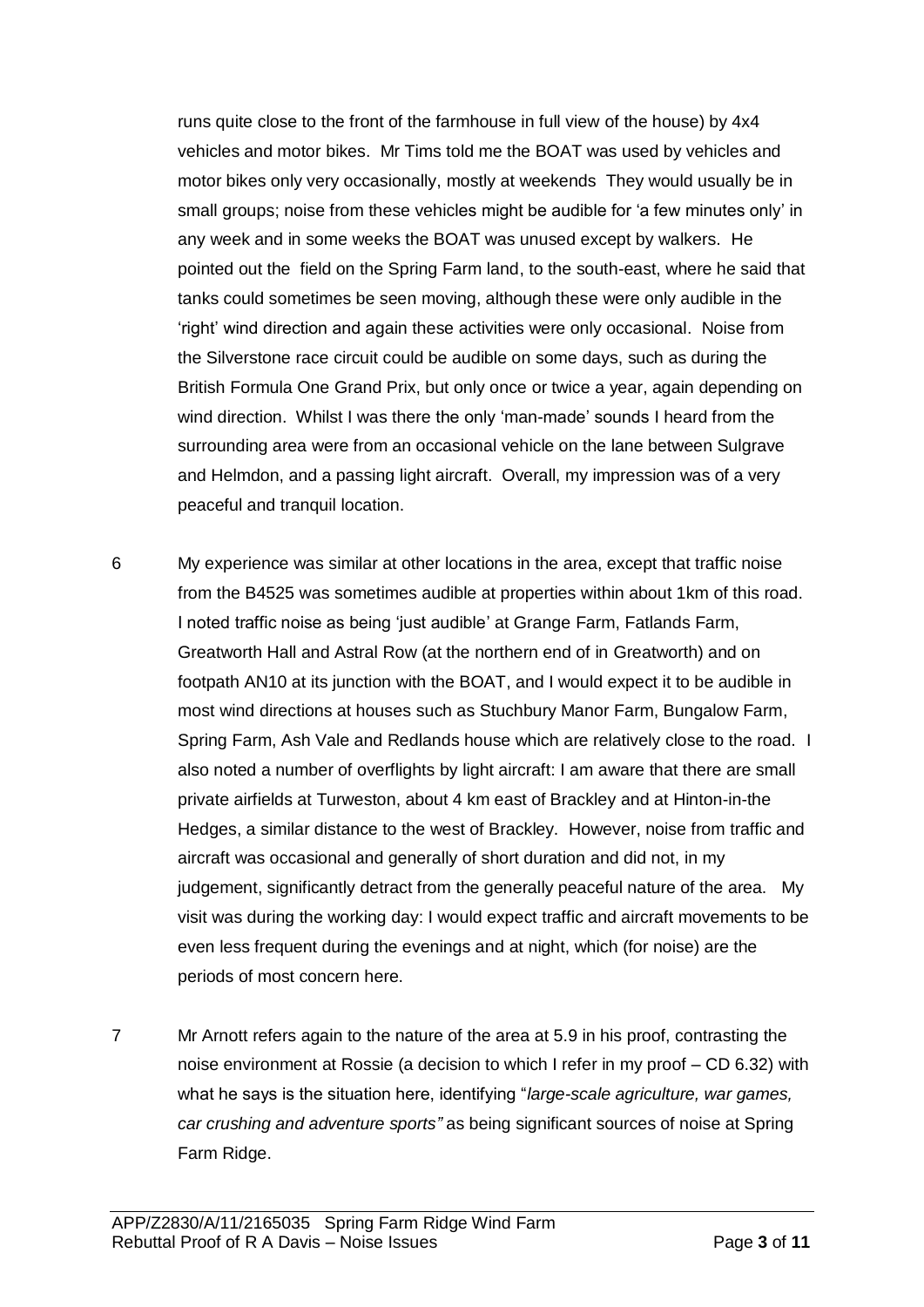runs quite close to the front of the farmhouse in full view of the house) by 4x4 vehicles and motor bikes. Mr Tims told me the BOAT was used by vehicles and motor bikes only very occasionally, mostly at weekends They would usually be in small groups; noise from these vehicles might be audible for 'a few minutes only' in any week and in some weeks the BOAT was unused except by walkers. He pointed out the field on the Spring Farm land, to the south-east, where he said that tanks could sometimes be seen moving, although these were only audible in the 'right' wind direction and again these activities were only occasional. Noise from the Silverstone race circuit could be audible on some days, such as during the British Formula One Grand Prix, but only once or twice a year, again depending on wind direction. Whilst I was there the only 'man-made' sounds I heard from the surrounding area were from an occasional vehicle on the lane between Sulgrave and Helmdon, and a passing light aircraft. Overall, my impression was of a very peaceful and tranquil location.

6 My experience was similar at other locations in the area, except that traffic noise from the B4525 was sometimes audible at properties within about 1km of this road. I noted traffic noise as being 'just audible' at Grange Farm, Fatlands Farm, Greatworth Hall and Astral Row (at the northern end of in Greatworth) and on footpath AN10 at its junction with the BOAT, and I would expect it to be audible in most wind directions at houses such as Stuchbury Manor Farm, Bungalow Farm, Spring Farm, Ash Vale and Redlands house which are relatively close to the road. I also noted a number of overflights by light aircraft: I am aware that there are small private airfields at Turweston, about 4 km east of Brackley and at Hinton-in-the Hedges, a similar distance to the west of Brackley. However, noise from traffic and aircraft was occasional and generally of short duration and did not, in my judgement, significantly detract from the generally peaceful nature of the area. My visit was during the working day: I would expect traffic and aircraft movements to be even less frequent during the evenings and at night, which (for noise) are the periods of most concern here.

7 Mr Arnott refers again to the nature of the area at 5.9 in his proof, contrasting the noise environment at Rossie (a decision to which I refer in my proof – CD 6.32) with what he says is the situation here, identifying "*large-scale agriculture, war games, car crushing and adventure sports"* as being significant sources of noise at Spring Farm Ridge.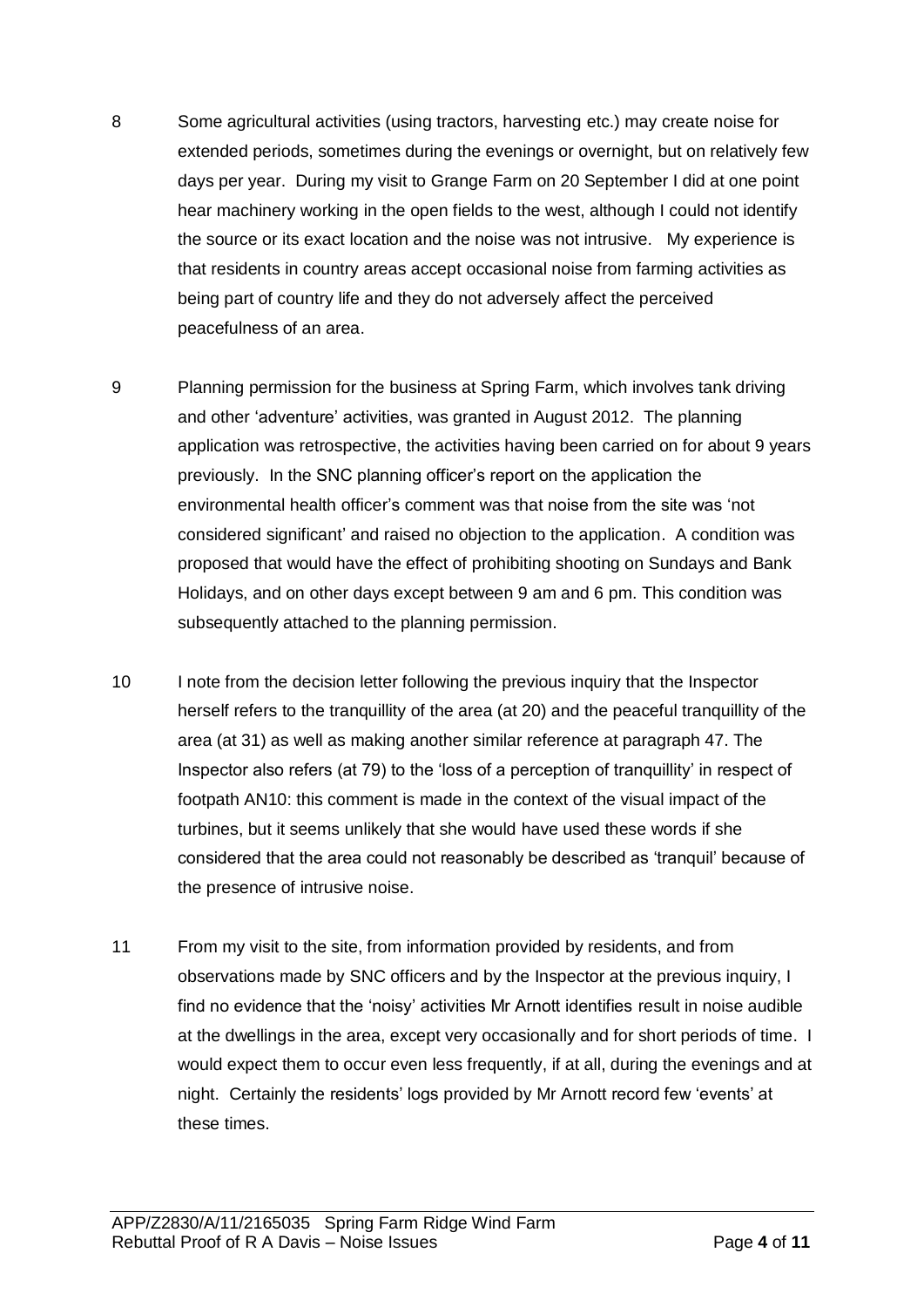8 Some agricultural activities (using tractors, harvesting etc.) may create noise for extended periods, sometimes during the evenings or overnight, but on relatively few days per year. During my visit to Grange Farm on 20 September I did at one point hear machinery working in the open fields to the west, although I could not identify the source or its exact location and the noise was not intrusive. My experience is that residents in country areas accept occasional noise from farming activities as being part of country life and they do not adversely affect the perceived peacefulness of an area.

9 Planning permission for the business at Spring Farm, which involves tank driving and other 'adventure' activities, was granted in August 2012. The planning application was retrospective, the activities having been carried on for about 9 years previously. In the SNC planning officer's report on the application the environmental health officer's comment was that noise from the site was 'not considered significant' and raised no objection to the application. A condition was proposed that would have the effect of prohibiting shooting on Sundays and Bank Holidays, and on other days except between 9 am and 6 pm. This condition was subsequently attached to the planning permission.

10 I note from the decision letter following the previous inquiry that the Inspector herself refers to the tranquillity of the area (at 20) and the peaceful tranquillity of the area (at 31) as well as making another similar reference at paragraph 47. The Inspector also refers (at 79) to the 'loss of a perception of tranquillity' in respect of footpath AN10: this comment is made in the context of the visual impact of the turbines, but it seems unlikely that she would have used these words if she considered that the area could not reasonably be described as 'tranquil' because of the presence of intrusive noise.

11 From my visit to the site, from information provided by residents, and from observations made by SNC officers and by the Inspector at the previous inquiry, I find no evidence that the 'noisy' activities Mr Arnott identifies result in noise audible at the dwellings in the area, except very occasionally and for short periods of time. I would expect them to occur even less frequently, if at all, during the evenings and at night. Certainly the residents' logs provided by Mr Arnott record few 'events' at these times.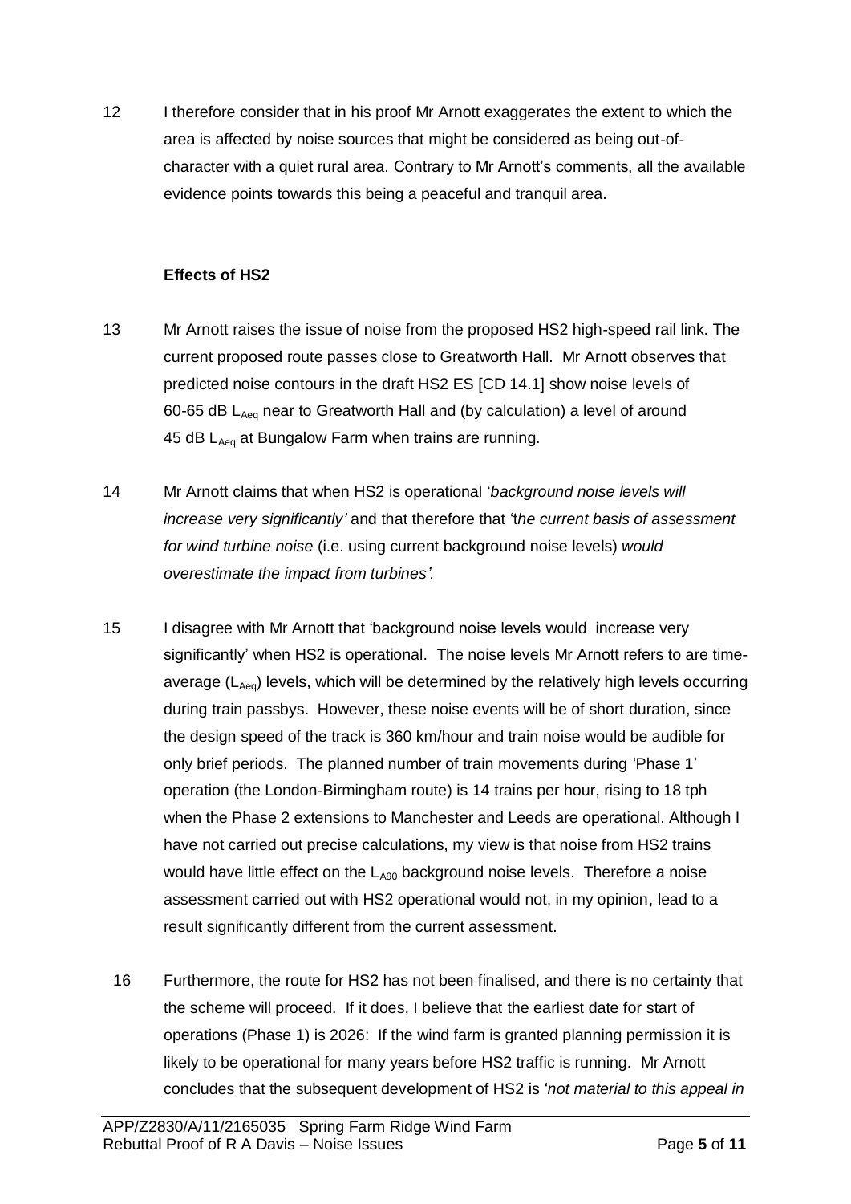12 I therefore consider that in his proof Mr Arnott exaggerates the extent to which the area is affected by noise sources that might be considered as being out-of-character with a quiet rural area. Contrary to Mr Arnott's comments, all the available evidence points towards this being a peaceful and tranquil area.

**Effects of HS2**

13 Mr Arnott raises the issue of noise from the proposed HS2 high-speed rail link. The current proposed route passes close to Greatworth Hall. Mr Arnott observes that predicted noise contours in the draft HS2 ES [CD 14.1] show noise levels of 60-65 dB $L_{Aeq}$ near to Greatworth Hall and (by calculation) a level of around 45 dB $L_{Aeq}$ at Bungalow Farm when trains are running.

14 Mr Arnott claims that when HS2 is operational '*background noise levels will increase very significantly'* and that therefore that 't*he current basis of assessment for wind turbine noise* (i.e. using current background noise levels) *would overestimate the impact from turbines'.*

15 I disagree with Mr Arnott that 'background noise levels would increase very significantly' when HS2 is operational. The noise levels Mr Arnott refers to are time-average ($L_{Aeq}$) levels, which will be determined by the relatively high levels occurring during train passbys. However, these noise events will be of short duration, since the design speed of the track is 360 km/hour and train noise would be audible for only brief periods. The planned number of train movements during 'Phase 1' operation (the London-Birmingham route) is 14 trains per hour, rising to 18 tph when the Phase 2 extensions to Manchester and Leeds are operational. Although I have not carried out precise calculations, my view is that noise from HS2 trains would have little effect on the $L_{A90}$ background noise levels. Therefore a noise assessment carried out with HS2 operational would not, in my opinion, lead to a result significantly different from the current assessment.

16 Furthermore, the route for HS2 has not been finalised, and there is no certainty that the scheme will proceed. If it does, I believe that the earliest date for start of operations (Phase 1) is 2026: If the wind farm is granted planning permission it is likely to be operational for many years before HS2 traffic is running. Mr Arnott concludes that the subsequent development of HS2 is '*not material to this appeal in*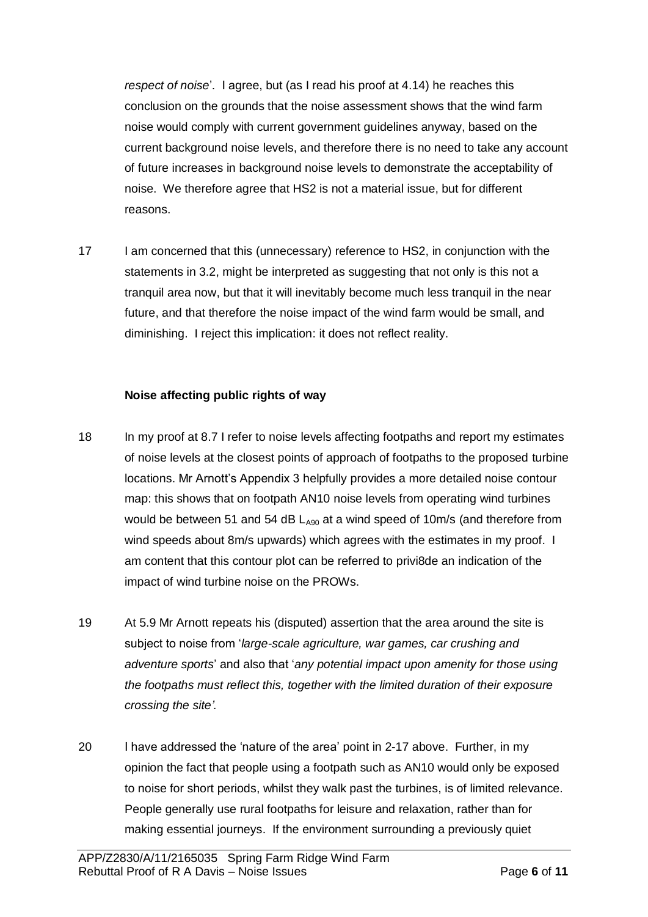*respect of noise*'. I agree, but (as I read his proof at 4.14) he reaches this conclusion on the grounds that the noise assessment shows that the wind farm noise would comply with current government guidelines anyway, based on the current background noise levels, and therefore there is no need to take any account of future increases in background noise levels to demonstrate the acceptability of noise. We therefore agree that HS2 is not a material issue, but for different reasons.

17 I am concerned that this (unnecessary) reference to HS2, in conjunction with the statements in 3.2, might be interpreted as suggesting that not only is this not a tranquil area now, but that it will inevitably become much less tranquil in the near future, and that therefore the noise impact of the wind farm would be small, and diminishing. I reject this implication: it does not reflect reality.

**Noise affecting public rights of way**

18 In my proof at 8.7 I refer to noise levels affecting footpaths and report my estimates of noise levels at the closest points of approach of footpaths to the proposed turbine locations. Mr Arnott's Appendix 3 helpfully provides a more detailed noise contour map: this shows that on footpath AN10 noise levels from operating wind turbines would be between 51 and 54 dB $L_{A90}$ at a wind speed of 10m/s (and therefore from wind speeds about 8m/s upwards) which agrees with the estimates in my proof. I am content that this contour plot can be referred to privi8de an indication of the impact of wind turbine noise on the PROWs.

19 At 5.9 Mr Arnott repeats his (disputed) assertion that the area around the site is subject to noise from '*large-scale agriculture, war games, car crushing and adventure sports*' and also that '*any potential impact upon amenity for those using the footpaths must reflect this, together with the limited duration of their exposure crossing the site'.*

20 I have addressed the 'nature of the area' point in 2-17 above. Further, in my opinion the fact that people using a footpath such as AN10 would only be exposed to noise for short periods, whilst they walk past the turbines, is of limited relevance. People generally use rural footpaths for leisure and relaxation, rather than for making essential journeys. If the environment surrounding a previously quiet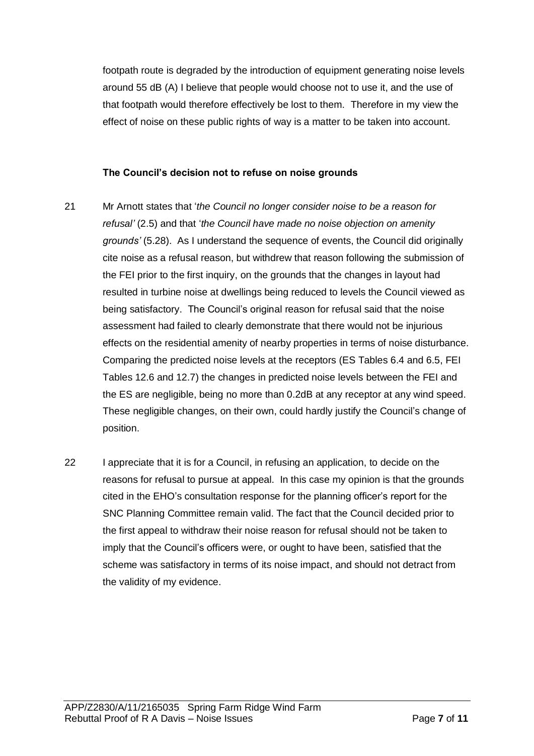footpath route is degraded by the introduction of equipment generating noise levels around 55 dB (A) I believe that people would choose not to use it, and the use of that footpath would therefore effectively be lost to them. Therefore in my view the effect of noise on these public rights of way is a matter to be taken into account.

**The Council's decision not to refuse on noise grounds**

21 Mr Arnott states that '*the Council no longer consider noise to be a reason for refusal'* (2.5) and that '*the Council have made no noise objection on amenity grounds'* (5.28). As I understand the sequence of events, the Council did originally cite noise as a refusal reason, but withdrew that reason following the submission of the FEI prior to the first inquiry, on the grounds that the changes in layout had resulted in turbine noise at dwellings being reduced to levels the Council viewed as being satisfactory. The Council's original reason for refusal said that the noise assessment had failed to clearly demonstrate that there would not be injurious effects on the residential amenity of nearby properties in terms of noise disturbance. Comparing the predicted noise levels at the receptors (ES Tables 6.4 and 6.5, FEI Tables 12.6 and 12.7) the changes in predicted noise levels between the FEI and the ES are negligible, being no more than 0.2dB at any receptor at any wind speed. These negligible changes, on their own, could hardly justify the Council's change of position.

22 I appreciate that it is for a Council, in refusing an application, to decide on the reasons for refusal to pursue at appeal. In this case my opinion is that the grounds cited in the EHO's consultation response for the planning officer's report for the SNC Planning Committee remain valid. The fact that the Council decided prior to the first appeal to withdraw their noise reason for refusal should not be taken to imply that the Council's officers were, or ought to have been, satisfied that the scheme was satisfactory in terms of its noise impact, and should not detract from the validity of my evidence.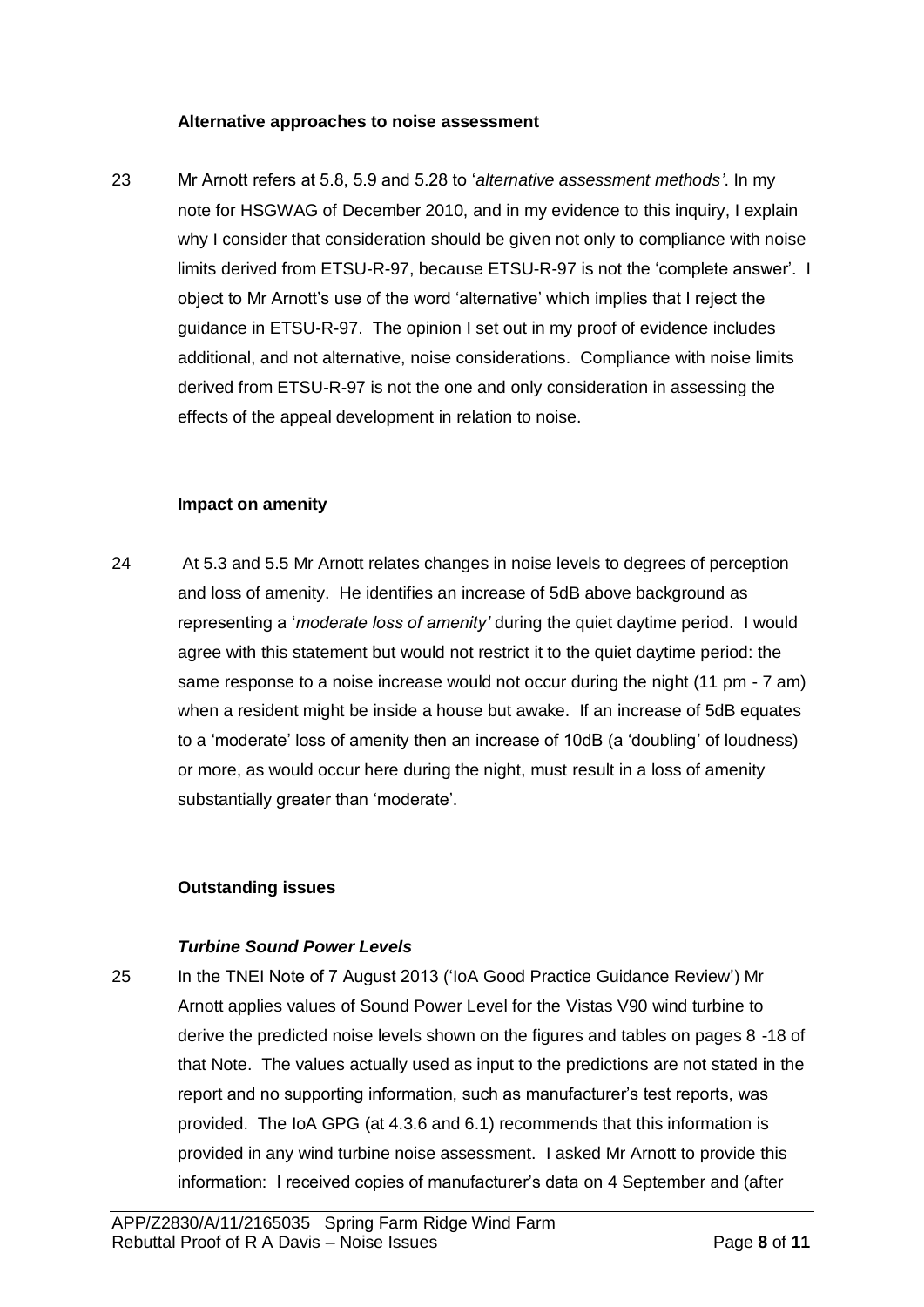### Alternative approaches to noise assessment

23 Mr Arnott refers at 5.8, 5.9 and 5.28 to '*alternative assessment methods'*. In my note for HSGWAG of December 2010, and in my evidence to this inquiry, I explain why I consider that consideration should be given not only to compliance with noise limits derived from ETSU-R-97, because ETSU-R-97 is not the 'complete answer'. I object to Mr Arnott's use of the word 'alternative' which implies that I reject the guidance in ETSU-R-97. The opinion I set out in my proof of evidence includes additional, and not alternative, noise considerations. Compliance with noise limits derived from ETSU-R-97 is not the one and only consideration in assessing the effects of the appeal development in relation to noise.

### Impact on amenity

24 At 5.3 and 5.5 Mr Arnott relates changes in noise levels to degrees of perception and loss of amenity. He identifies an increase of 5dB above background as representing a '*moderate loss of amenity'* during the quiet daytime period. I would agree with this statement but would not restrict it to the quiet daytime period: the same response to a noise increase would not occur during the night (11 pm - 7 am) when a resident might be inside a house but awake. If an increase of 5dB equates to a 'moderate' loss of amenity then an increase of 10dB (a 'doubling' of loudness) or more, as would occur here during the night, must result in a loss of amenity substantially greater than 'moderate'.

### Outstanding issues

#### *Turbine Sound Power Levels*

25 In the TNEI Note of 7 August 2013 ('IoA Good Practice Guidance Review') Mr Arnott applies values of Sound Power Level for the Vistas V90 wind turbine to derive the predicted noise levels shown on the figures and tables on pages 8 -18 of that Note. The values actually used as input to the predictions are not stated in the report and no supporting information, such as manufacturer's test reports, was provided. The IoA GPG (at 4.3.6 and 6.1) recommends that this information is provided in any wind turbine noise assessment. I asked Mr Arnott to provide this information: I received copies of manufacturer's data on 4 September and (after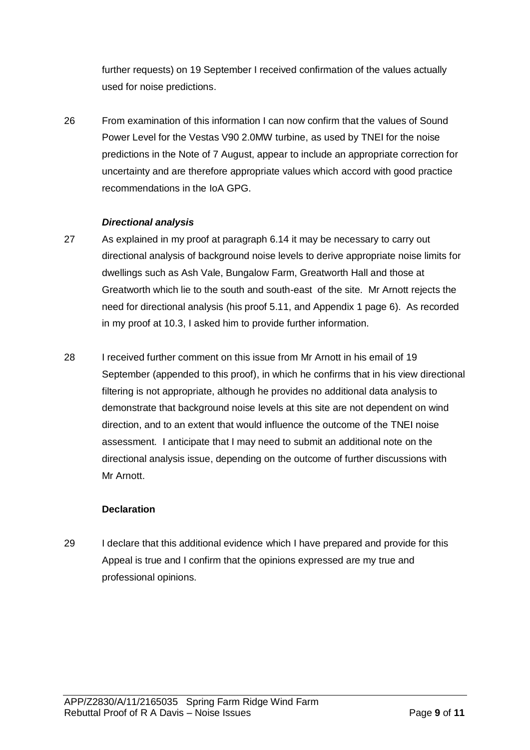further requests) on 19 September I received confirmation of the values actually used for noise predictions.

26 From examination of this information I can now confirm that the values of Sound Power Level for the Vestas V90 2.0MW turbine, as used by TNEI for the noise predictions in the Note of 7 August, appear to include an appropriate correction for uncertainty and are therefore appropriate values which accord with good practice recommendations in the IoA GPG.

***Directional analysis***

27 As explained in my proof at paragraph 6.14 it may be necessary to carry out directional analysis of background noise levels to derive appropriate noise limits for dwellings such as Ash Vale, Bungalow Farm, Greatworth Hall and those at Greatworth which lie to the south and south-east of the site. Mr Arnott rejects the need for directional analysis (his proof 5.11, and Appendix 1 page 6). As recorded in my proof at 10.3, I asked him to provide further information.

28 I received further comment on this issue from Mr Arnott in his email of 19 September (appended to this proof), in which he confirms that in his view directional filtering is not appropriate, although he provides no additional data analysis to demonstrate that background noise levels at this site are not dependent on wind direction, and to an extent that would influence the outcome of the TNEI noise assessment. I anticipate that I may need to submit an additional note on the directional analysis issue, depending on the outcome of further discussions with Mr Arnott.

**Declaration**

29 I declare that this additional evidence which I have prepared and provide for this Appeal is true and I confirm that the opinions expressed are my true and professional opinions.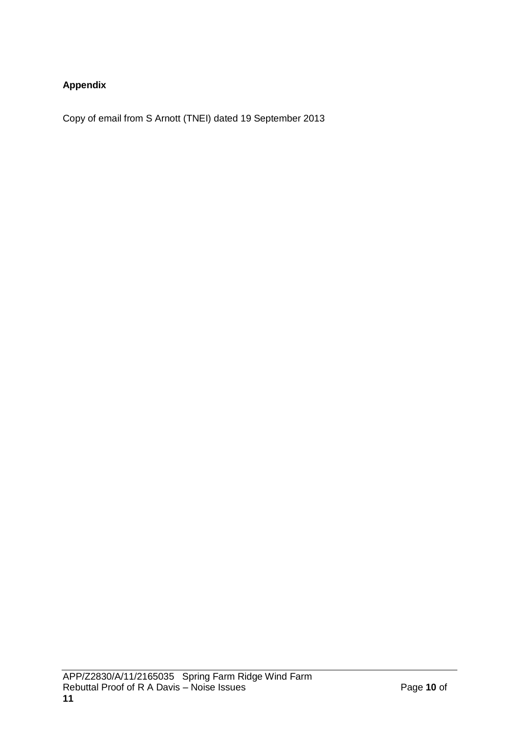**Appendix**

Copy of email from S Arnott (TNEI) dated 19 September 2013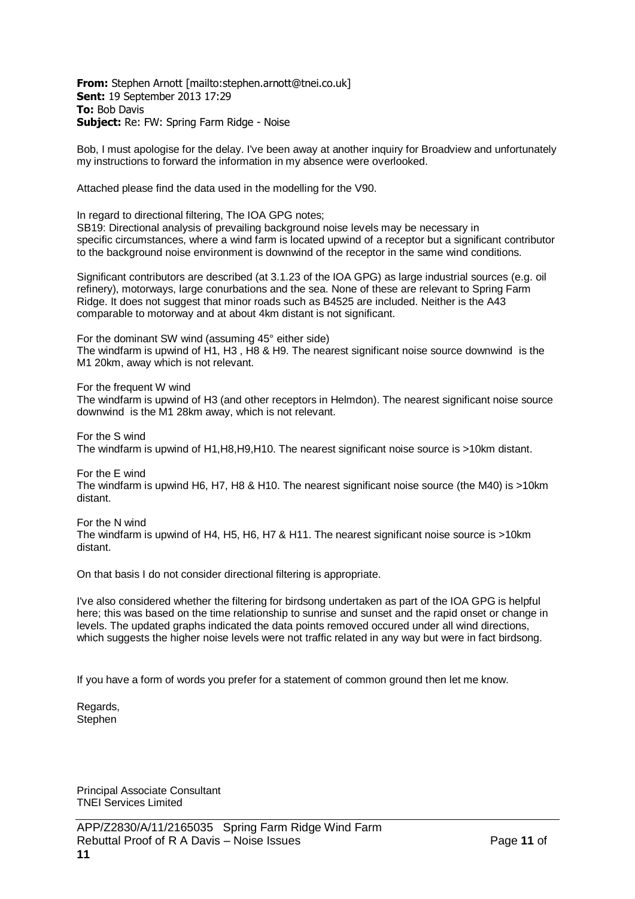**From:** Stephen Arnott [mailto:stephen.arnott@tnei.co.uk]
**Sent:** 19 September 2013 17:29
**To:** Bob Davis
**Subject:** Re: FW: Spring Farm Ridge - Noise

Bob, I must apologise for the delay. I've been away at another inquiry for Broadview and unfortunately my instructions to forward the information in my absence were overlooked.

Attached please find the data used in the modelling for the V90.

In regard to directional filtering, The IOA GPG notes;
SB19: Directional analysis of prevailing background noise levels may be necessary in specific circumstances, where a wind farm is located upwind of a receptor but a significant contributor to the background noise environment is downwind of the receptor in the same wind conditions.

Significant contributors are described (at 3.1.23 of the IOA GPG) as large industrial sources (e.g. oil refinery), motorways, large conurbations and the sea. None of these are relevant to Spring Farm Ridge. It does not suggest that minor roads such as B4525 are included. Neither is the A43 comparable to motorway and at about 4km distant is not significant.

For the dominant SW wind (assuming 45° either side)
The windfarm is upwind of H1, H3 , H8 & H9. The nearest significant noise source downwind is the M1 20km, away which is not relevant.

For the frequent W wind
The windfarm is upwind of H3 (and other receptors in Helmdon). The nearest significant noise source downwind is the M1 28km away, which is not relevant.

For the S wind
The windfarm is upwind of H1,H8,H9,H10. The nearest significant noise source is >10km distant.

For the E wind
The windfarm is upwind H6, H7, H8 & H10. The nearest significant noise source (the M40) is >10km distant.

For the N wind
The windfarm is upwind of H4, H5, H6, H7 & H11. The nearest significant noise source is >10km distant.

On that basis I do not consider directional filtering is appropriate.

I've also considered whether the filtering for birdsong undertaken as part of the IOA GPG is helpful here; this was based on the time relationship to sunrise and sunset and the rapid onset or change in levels. The updated graphs indicated the data points removed occured under all wind directions, which suggests the higher noise levels were not traffic related in any way but were in fact birdsong.

If you have a form of words you prefer for a statement of common ground then let me know.

Regards,
Stephen

Principal Associate Consultant
TNEI Services Limited